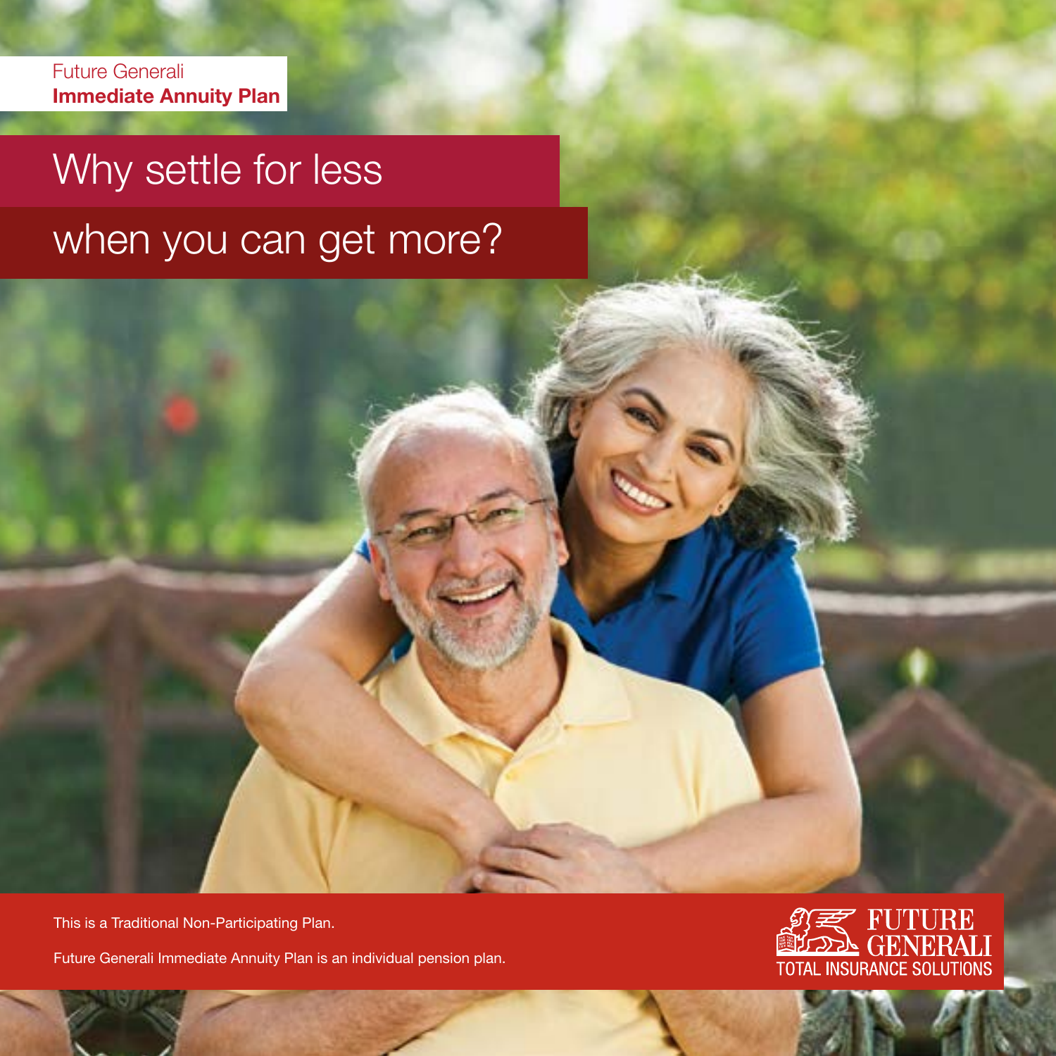Future Generali
**Immediate Annuity Plan**

# Why settle for less when you can get more?

This is a Traditional Non-Participating Plan.

Future Generali Immediate Annuity Plan is an individual pension plan.

FUTURE GENERALI
TOTAL INSURANCE SOLUTIONS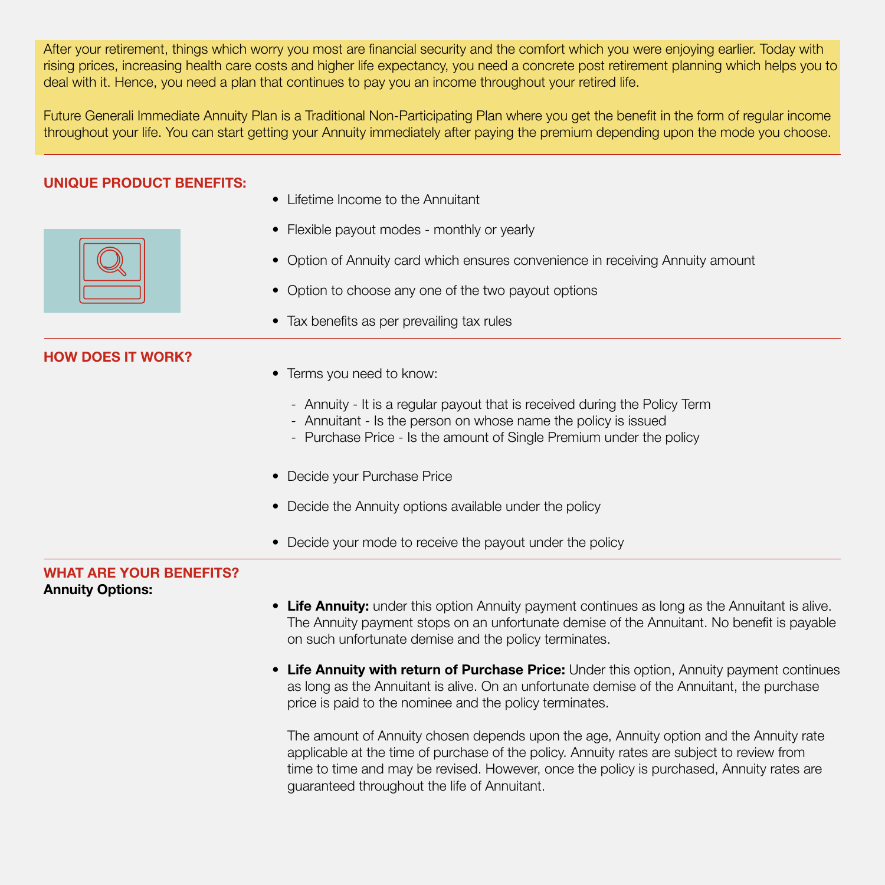After your retirement, things which worry you most are financial security and the comfort which you were enjoying earlier. Today with rising prices, increasing health care costs and higher life expectancy, you need a concrete post retirement planning which helps you to deal with it. Hence, you need a plan that continues to pay you an income throughout your retired life.

Future Generali Immediate Annuity Plan is a Traditional Non-Participating Plan where you get the benefit in the form of regular income throughout your life. You can start getting your Annuity immediately after paying the premium depending upon the mode you choose.

## UNIQUE PRODUCT BENEFITS:

- Lifetime Income to the Annuitant
- Flexible payout modes - monthly or yearly
- Option of Annuity card which ensures convenience in receiving Annuity amount
- Option to choose any one of the two payout options
- Tax benefits as per prevailing tax rules

## HOW DOES IT WORK?

- Terms you need to know:
  - Annuity - It is a regular payout that is received during the Policy Term
  - Annuitant - Is the person on whose name the policy is issued
  - Purchase Price - Is the amount of Single Premium under the policy
- Decide your Purchase Price
- Decide the Annuity options available under the policy
- Decide your mode to receive the payout under the policy

## WHAT ARE YOUR BENEFITS?

**Annuity Options:**

- **Life Annuity:** under this option Annuity payment continues as long as the Annuitant is alive. The Annuity payment stops on an unfortunate demise of the Annuitant. No benefit is payable on such unfortunate demise and the policy terminates.
- **Life Annuity with return of Purchase Price:** Under this option, Annuity payment continues as long as the Annuitant is alive. On an unfortunate demise of the Annuitant, the purchase price is paid to the nominee and the policy terminates.

  The amount of Annuity chosen depends upon the age, Annuity option and the Annuity rate applicable at the time of purchase of the policy. Annuity rates are subject to review from time to time and may be revised. However, once the policy is purchased, Annuity rates are guaranteed throughout the life of Annuitant.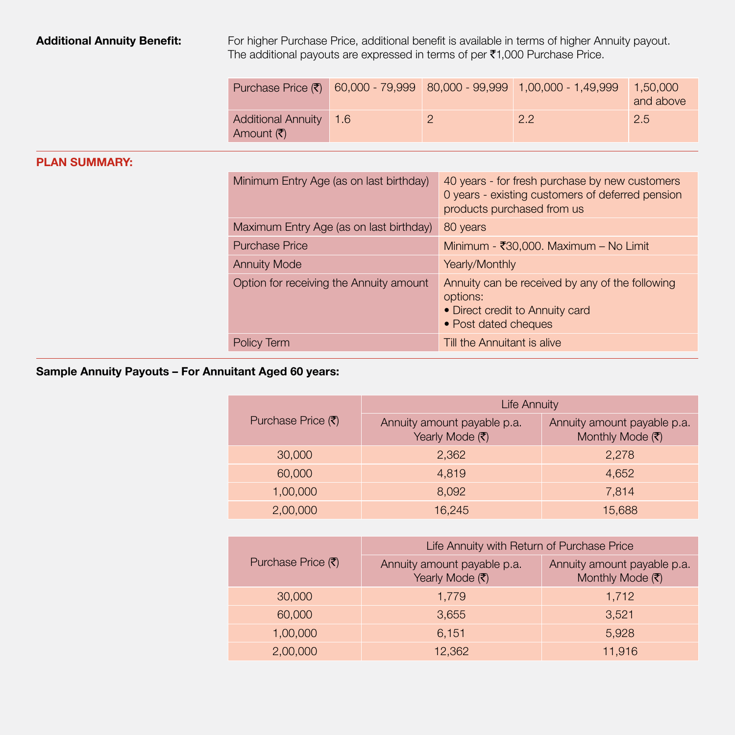**Additional Annuity Benefit:**

For higher Purchase Price, additional benefit is available in terms of higher Annuity payout. The additional payouts are expressed in terms of per ₹1,000 Purchase Price.

| Purchase Price (₹) | 60,000 - 79,999 | 80,000 - 99,999 | 1,00,000 - 1,49,999 | 1,50,000 and above |
|---|---|---|---|---|
| Additional Annuity Amount (₹) | 1.6 | 2 | 2.2 | 2.5 |

## PLAN SUMMARY:

| | |
|---|---|
| Minimum Entry Age (as on last birthday) | 40 years - for fresh purchase by new customers<br>0 years - existing customers of deferred pension products purchased from us |
| Maximum Entry Age (as on last birthday) | 80 years |
| Purchase Price | Minimum - ₹30,000. Maximum – No Limit |
| Annuity Mode | Yearly/Monthly |
| Option for receiving the Annuity amount | Annuity can be received by any of the following options:<br>• Direct credit to Annuity card<br>• Post dated cheques |
| Policy Term | Till the Annuitant is alive |

**Sample Annuity Payouts – For Annuitant Aged 60 years:**

| Purchase Price (₹) | Life Annuity | |
|---|---|---|
| | Annuity amount payable p.a. Yearly Mode (₹) | Annuity amount payable p.a. Monthly Mode (₹) |
| 30,000 | 2,362 | 2,278 |
| 60,000 | 4,819 | 4,652 |
| 1,00,000 | 8,092 | 7,814 |
| 2,00,000 | 16,245 | 15,688 |

| Purchase Price (₹) | Life Annuity with Return of Purchase Price | |
|---|---|---|
| | Annuity amount payable p.a. Yearly Mode (₹) | Annuity amount payable p.a. Monthly Mode (₹) |
| 30,000 | 1,779 | 1,712 |
| 60,000 | 3,655 | 3,521 |
| 1,00,000 | 6,151 | 5,928 |
| 2,00,000 | 12,362 | 11,916 |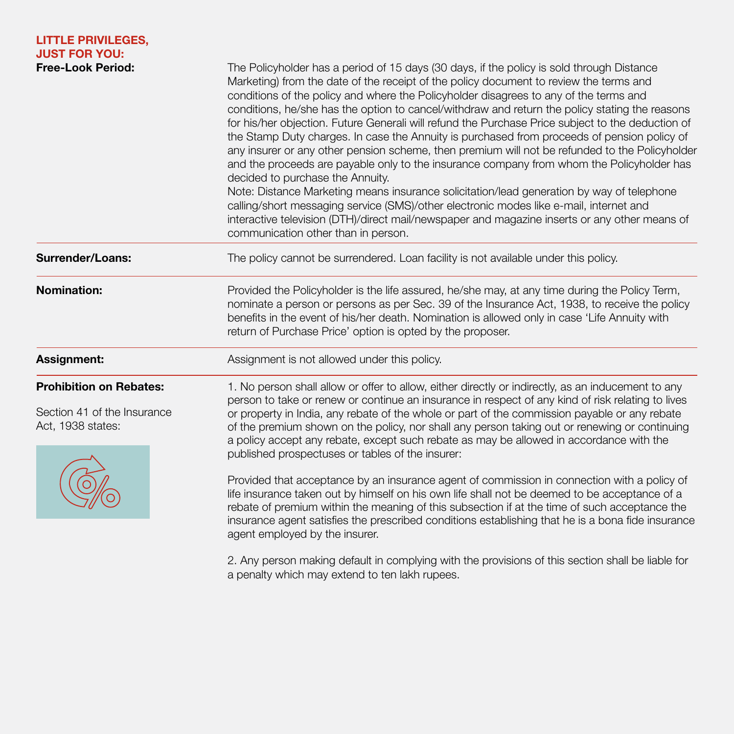## LITTLE PRIVILEGES, JUST FOR YOU:

**Free-Look Period:**

The Policyholder has a period of 15 days (30 days, if the policy is sold through Distance Marketing) from the date of the receipt of the policy document to review the terms and conditions of the policy and where the Policyholder disagrees to any of the terms and conditions, he/she has the option to cancel/withdraw and return the policy stating the reasons for his/her objection. Future Generali will refund the Purchase Price subject to the deduction of the Stamp Duty charges. In case the Annuity is purchased from proceeds of pension policy of any insurer or any other pension scheme, then premium will not be refunded to the Policyholder and the proceeds are payable only to the insurance company from whom the Policyholder has decided to purchase the Annuity.

Note: Distance Marketing means insurance solicitation/lead generation by way of telephone calling/short messaging service (SMS)/other electronic modes like e-mail, internet and interactive television (DTH)/direct mail/newspaper and magazine inserts or any other means of communication other than in person.

**Surrender/Loans:**

The policy cannot be surrendered. Loan facility is not available under this policy.

**Nomination:**

Provided the Policyholder is the life assured, he/she may, at any time during the Policy Term, nominate a person or persons as per Sec. 39 of the Insurance Act, 1938, to receive the policy benefits in the event of his/her death. Nomination is allowed only in case 'Life Annuity with return of Purchase Price' option is opted by the proposer.

**Assignment:**

Assignment is not allowed under this policy.

**Prohibition on Rebates:**

Section 41 of the Insurance Act, 1938 states:

1. No person shall allow or offer to allow, either directly or indirectly, as an inducement to any person to take or renew or continue an insurance in respect of any kind of risk relating to lives or property in India, any rebate of the whole or part of the commission payable or any rebate of the premium shown on the policy, nor shall any person taking out or renewing or continuing a policy accept any rebate, except such rebate as may be allowed in accordance with the published prospectuses or tables of the insurer:

Provided that acceptance by an insurance agent of commission in connection with a policy of life insurance taken out by himself on his own life shall not be deemed to be acceptance of a rebate of premium within the meaning of this subsection if at the time of such acceptance the insurance agent satisfies the prescribed conditions establishing that he is a bona fide insurance agent employed by the insurer.

2. Any person making default in complying with the provisions of this section shall be liable for a penalty which may extend to ten lakh rupees.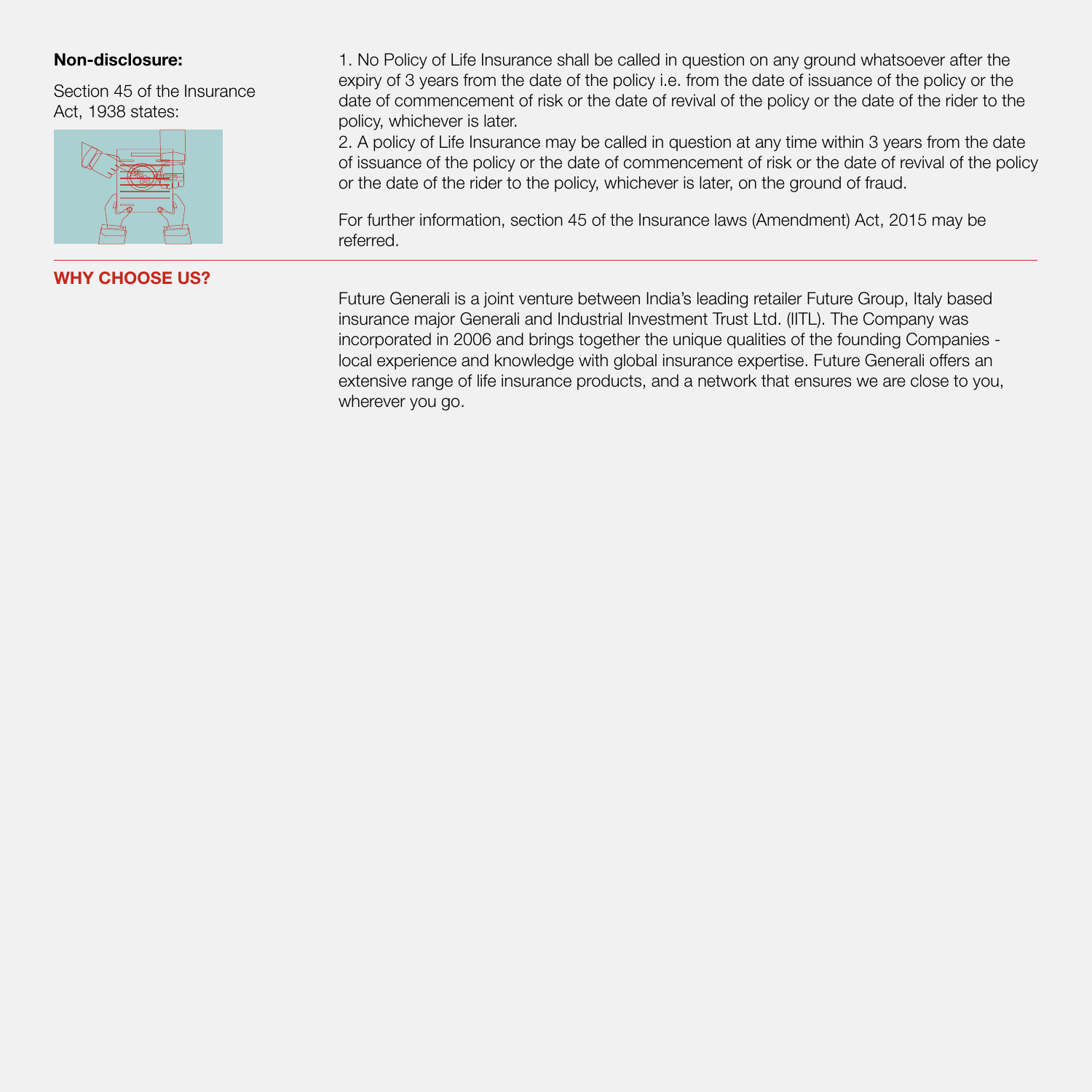**Non-disclosure:**

Section 45 of the Insurance Act, 1938 states:

1. No Policy of Life Insurance shall be called in question on any ground whatsoever after the expiry of 3 years from the date of the policy i.e. from the date of issuance of the policy or the date of commencement of risk or the date of revival of the policy or the date of the rider to the policy, whichever is later.
2. A policy of Life Insurance may be called in question at any time within 3 years from the date of issuance of the policy or the date of commencement of risk or the date of revival of the policy or the date of the rider to the policy, whichever is later, on the ground of fraud.

For further information, section 45 of the Insurance laws (Amendment) Act, 2015 may be referred.

## WHY CHOOSE US?

Future Generali is a joint venture between India's leading retailer Future Group, Italy based insurance major Generali and Industrial Investment Trust Ltd. (IITL). The Company was incorporated in 2006 and brings together the unique qualities of the founding Companies - local experience and knowledge with global insurance expertise. Future Generali offers an extensive range of life insurance products, and a network that ensures we are close to you, wherever you go.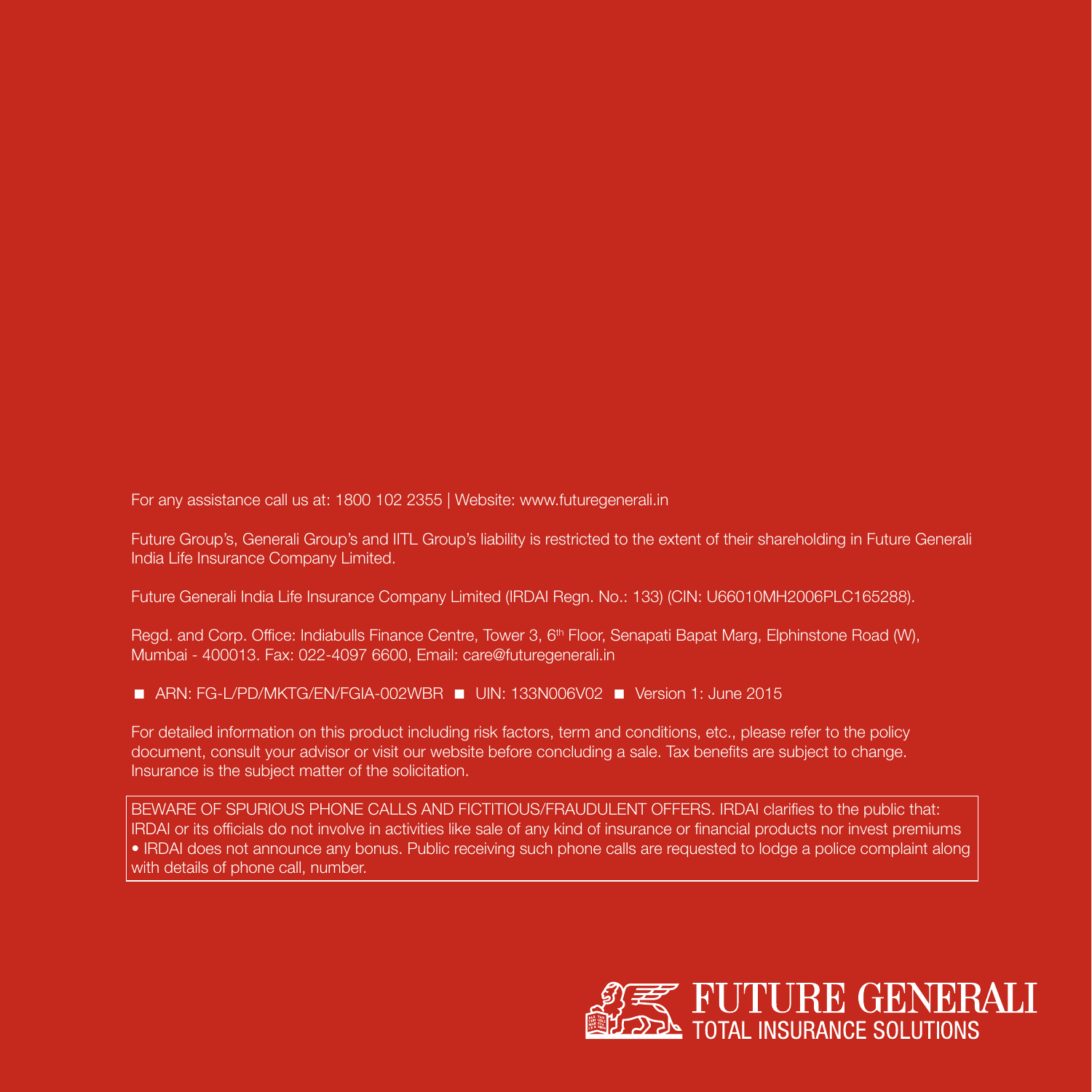For any assistance call us at: 1800 102 2355 | Website: www.futuregenerali.in

Future Group's, Generali Group's and IITL Group's liability is restricted to the extent of their shareholding in Future Generali India Life Insurance Company Limited.

Future Generali India Life Insurance Company Limited (IRDAI Regn. No.: 133) (CIN: U66010MH2006PLC165288).

Regd. and Corp. Office: Indiabulls Finance Centre, Tower 3, 6th Floor, Senapati Bapat Marg, Elphinstone Road (W), Mumbai - 400013. Fax: 022-4097 6600, Email: care@futuregenerali.in

■ ARN: FG-L/PD/MKTG/EN/FGIA-002WBR ■ UIN: 133N006V02 ■ Version 1: June 2015

For detailed information on this product including risk factors, term and conditions, etc., please refer to the policy document, consult your advisor or visit our website before concluding a sale. Tax benefits are subject to change. Insurance is the subject matter of the solicitation.

BEWARE OF SPURIOUS PHONE CALLS AND FICTITIOUS/FRAUDULENT OFFERS. IRDAI clarifies to the public that: IRDAI or its officials do not involve in activities like sale of any kind of insurance or financial products nor invest premiums • IRDAI does not announce any bonus. Public receiving such phone calls are requested to lodge a police complaint along with details of phone call, number.

FUTURE GENERALI
TOTAL INSURANCE SOLUTIONS